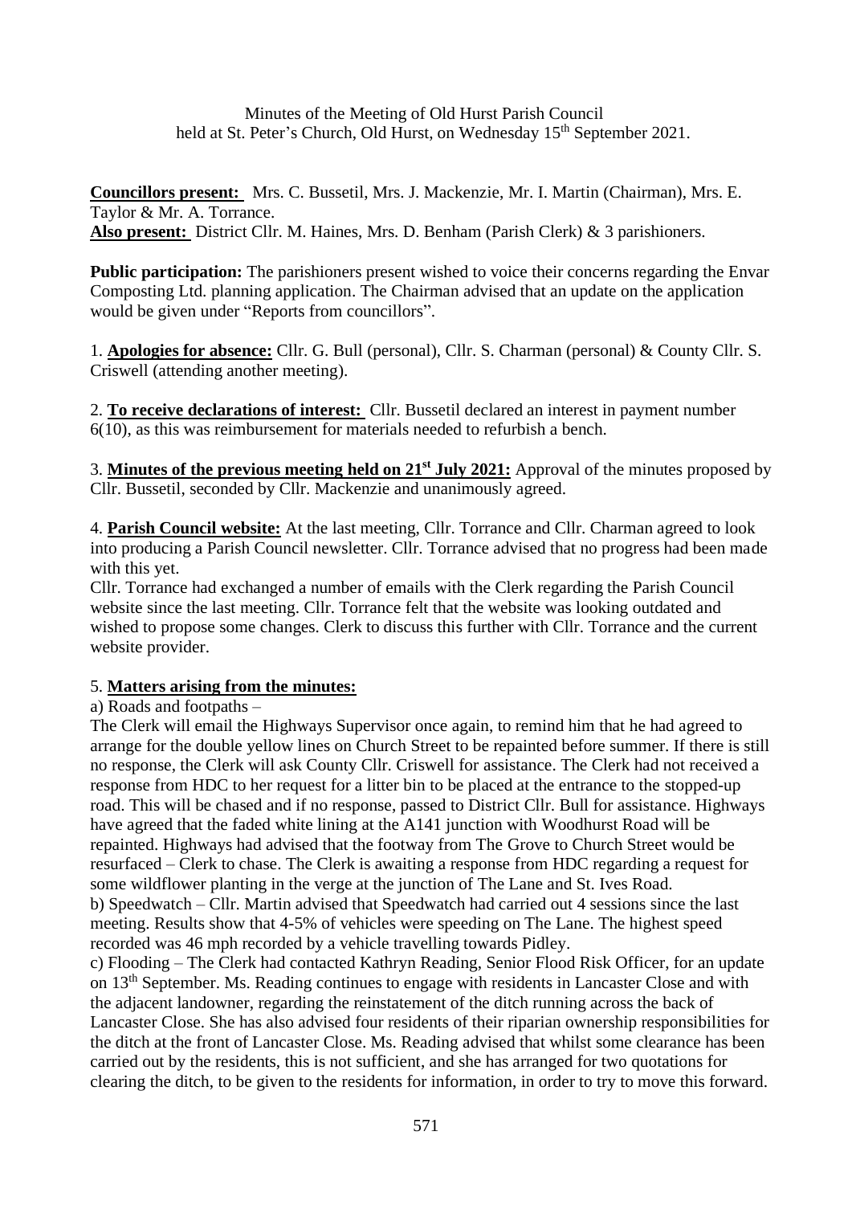Minutes of the Meeting of Old Hurst Parish Council
held at St. Peter's Church, Old Hurst, on Wednesday 15th September 2021.

**Councillors present:** Mrs. C. Bussetil, Mrs. J. Mackenzie, Mr. I. Martin (Chairman), Mrs. E. Taylor & Mr. A. Torrance.
**Also present:** District Cllr. M. Haines, Mrs. D. Benham (Parish Clerk) & 3 parishioners.

**Public participation:** The parishioners present wished to voice their concerns regarding the Envar Composting Ltd. planning application. The Chairman advised that an update on the application would be given under "Reports from councillors".

1. **Apologies for absence:** Cllr. G. Bull (personal), Cllr. S. Charman (personal) & County Cllr. S. Criswell (attending another meeting).

2. **To receive declarations of interest:** Cllr. Bussetil declared an interest in payment number 6(10), as this was reimbursement for materials needed to refurbish a bench.

3. **Minutes of the previous meeting held on 21st July 2021:** Approval of the minutes proposed by Cllr. Bussetil, seconded by Cllr. Mackenzie and unanimously agreed.

4. **Parish Council website:** At the last meeting, Cllr. Torrance and Cllr. Charman agreed to look into producing a Parish Council newsletter. Cllr. Torrance advised that no progress had been made with this yet.
Cllr. Torrance had exchanged a number of emails with the Clerk regarding the Parish Council website since the last meeting. Cllr. Torrance felt that the website was looking outdated and wished to propose some changes. Clerk to discuss this further with Cllr. Torrance and the current website provider.

5. **Matters arising from the minutes:**
a) Roads and footpaths –
The Clerk will email the Highways Supervisor once again, to remind him that he had agreed to arrange for the double yellow lines on Church Street to be repainted before summer. If there is still no response, the Clerk will ask County Cllr. Criswell for assistance. The Clerk had not received a response from HDC to her request for a litter bin to be placed at the entrance to the stopped-up road. This will be chased and if no response, passed to District Cllr. Bull for assistance. Highways have agreed that the faded white lining at the A141 junction with Woodhurst Road will be repainted. Highways had advised that the footway from The Grove to Church Street would be resurfaced – Clerk to chase. The Clerk is awaiting a response from HDC regarding a request for some wildflower planting in the verge at the junction of The Lane and St. Ives Road.
b) Speedwatch – Cllr. Martin advised that Speedwatch had carried out 4 sessions since the last meeting. Results show that 4-5% of vehicles were speeding on The Lane. The highest speed recorded was 46 mph recorded by a vehicle travelling towards Pidley.
c) Flooding – The Clerk had contacted Kathryn Reading, Senior Flood Risk Officer, for an update on 13th September. Ms. Reading continues to engage with residents in Lancaster Close and with the adjacent landowner, regarding the reinstatement of the ditch running across the back of Lancaster Close. She has also advised four residents of their riparian ownership responsibilities for the ditch at the front of Lancaster Close. Ms. Reading advised that whilst some clearance has been carried out by the residents, this is not sufficient, and she has arranged for two quotations for clearing the ditch, to be given to the residents for information, in order to try to move this forward.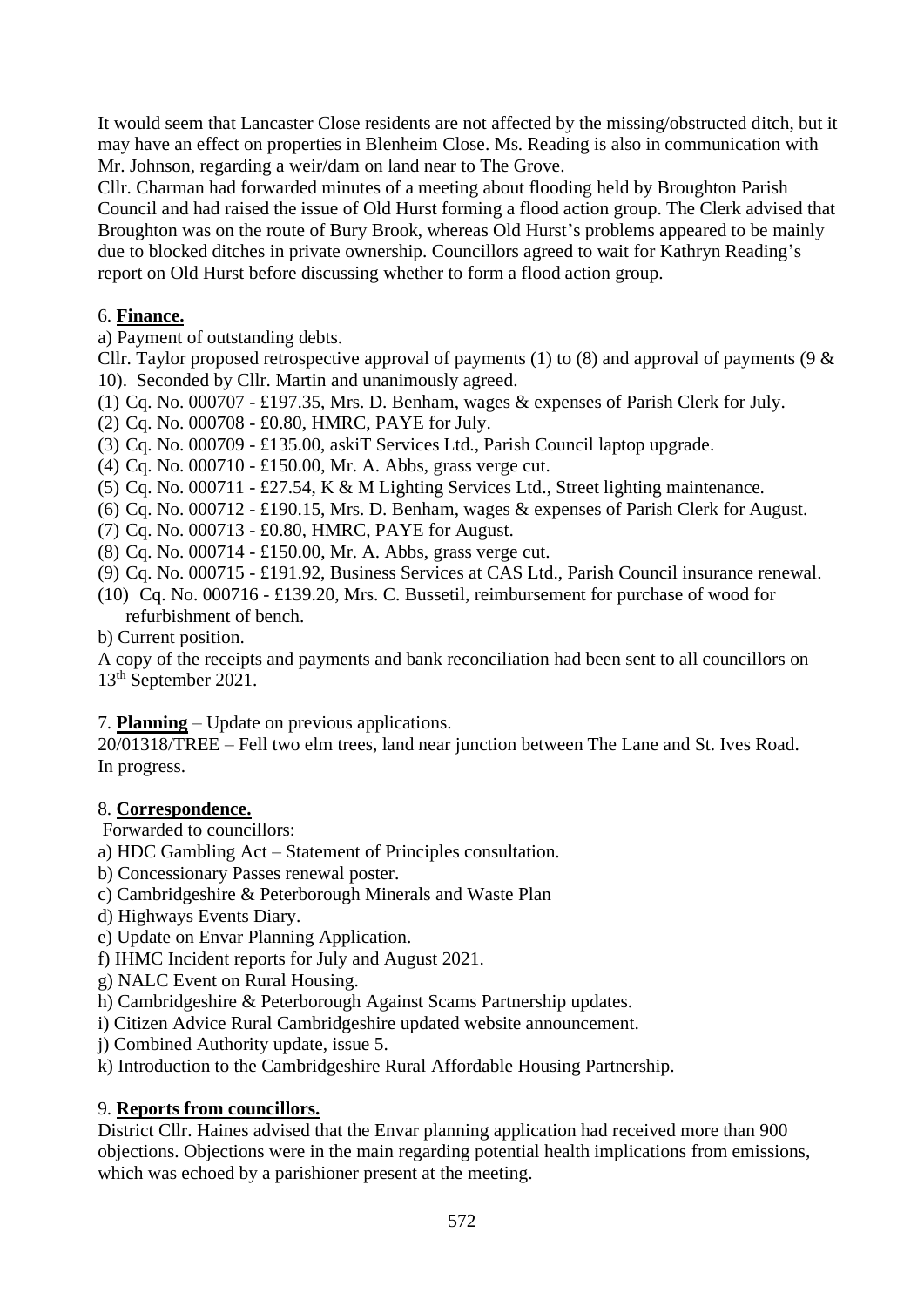It would seem that Lancaster Close residents are not affected by the missing/obstructed ditch, but it may have an effect on properties in Blenheim Close. Ms. Reading is also in communication with Mr. Johnson, regarding a weir/dam on land near to The Grove.
Cllr. Charman had forwarded minutes of a meeting about flooding held by Broughton Parish Council and had raised the issue of Old Hurst forming a flood action group. The Clerk advised that Broughton was on the route of Bury Brook, whereas Old Hurst's problems appeared to be mainly due to blocked ditches in private ownership. Councillors agreed to wait for Kathryn Reading's report on Old Hurst before discussing whether to form a flood action group.

6. **Finance.**

a) Payment of outstanding debts.

Cllr. Taylor proposed retrospective approval of payments (1) to (8) and approval of payments (9 & 10). Seconded by Cllr. Martin and unanimously agreed.

(1) Cq. No. 000707 - £197.35, Mrs. D. Benham, wages & expenses of Parish Clerk for July.
(2) Cq. No. 000708 - £0.80, HMRC, PAYE for July.
(3) Cq. No. 000709 - £135.00, askiT Services Ltd., Parish Council laptop upgrade.
(4) Cq. No. 000710 - £150.00, Mr. A. Abbs, grass verge cut.
(5) Cq. No. 000711 - £27.54, K & M Lighting Services Ltd., Street lighting maintenance.
(6) Cq. No. 000712 - £190.15, Mrs. D. Benham, wages & expenses of Parish Clerk for August.
(7) Cq. No. 000713 - £0.80, HMRC, PAYE for August.
(8) Cq. No. 000714 - £150.00, Mr. A. Abbs, grass verge cut.
(9) Cq. No. 000715 - £191.92, Business Services at CAS Ltd., Parish Council insurance renewal.
(10) Cq. No. 000716 - £139.20, Mrs. C. Bussetil, reimbursement for purchase of wood for refurbishment of bench.

b) Current position.

A copy of the receipts and payments and bank reconciliation had been sent to all councillors on 13th September 2021.

7. **Planning** – Update on previous applications.

20/01318/TREE – Fell two elm trees, land near junction between The Lane and St. Ives Road.
In progress.

8. **Correspondence.**

Forwarded to councillors:

a) HDC Gambling Act – Statement of Principles consultation.
b) Concessionary Passes renewal poster.
c) Cambridgeshire & Peterborough Minerals and Waste Plan
d) Highways Events Diary.
e) Update on Envar Planning Application.
f) IHMC Incident reports for July and August 2021.
g) NALC Event on Rural Housing.
h) Cambridgeshire & Peterborough Against Scams Partnership updates.
i) Citizen Advice Rural Cambridgeshire updated website announcement.
j) Combined Authority update, issue 5.
k) Introduction to the Cambridgeshire Rural Affordable Housing Partnership.

9. **Reports from councillors.**

District Cllr. Haines advised that the Envar planning application had received more than 900 objections. Objections were in the main regarding potential health implications from emissions, which was echoed by a parishioner present at the meeting.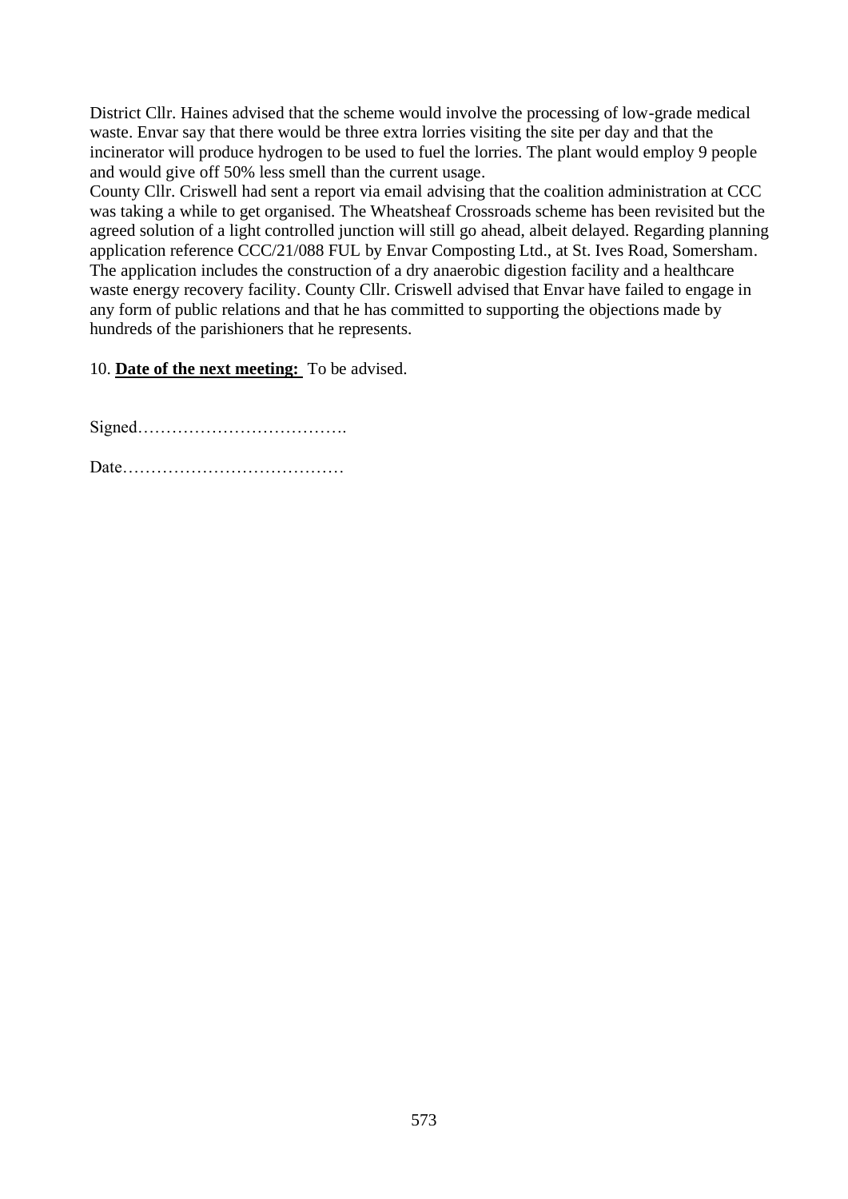District Cllr. Haines advised that the scheme would involve the processing of low-grade medical waste. Envar say that there would be three extra lorries visiting the site per day and that the incinerator will produce hydrogen to be used to fuel the lorries. The plant would employ 9 people and would give off 50% less smell than the current usage.

County Cllr. Criswell had sent a report via email advising that the coalition administration at CCC was taking a while to get organised. The Wheatsheaf Crossroads scheme has been revisited but the agreed solution of a light controlled junction will still go ahead, albeit delayed. Regarding planning application reference CCC/21/088 FUL by Envar Composting Ltd., at St. Ives Road, Somersham. The application includes the construction of a dry anaerobic digestion facility and a healthcare waste energy recovery facility. County Cllr. Criswell advised that Envar have failed to engage in any form of public relations and that he has committed to supporting the objections made by hundreds of the parishioners that he represents.

10. **Date of the next meeting:** To be advised.

Signed……………………………….

Date…………………………………